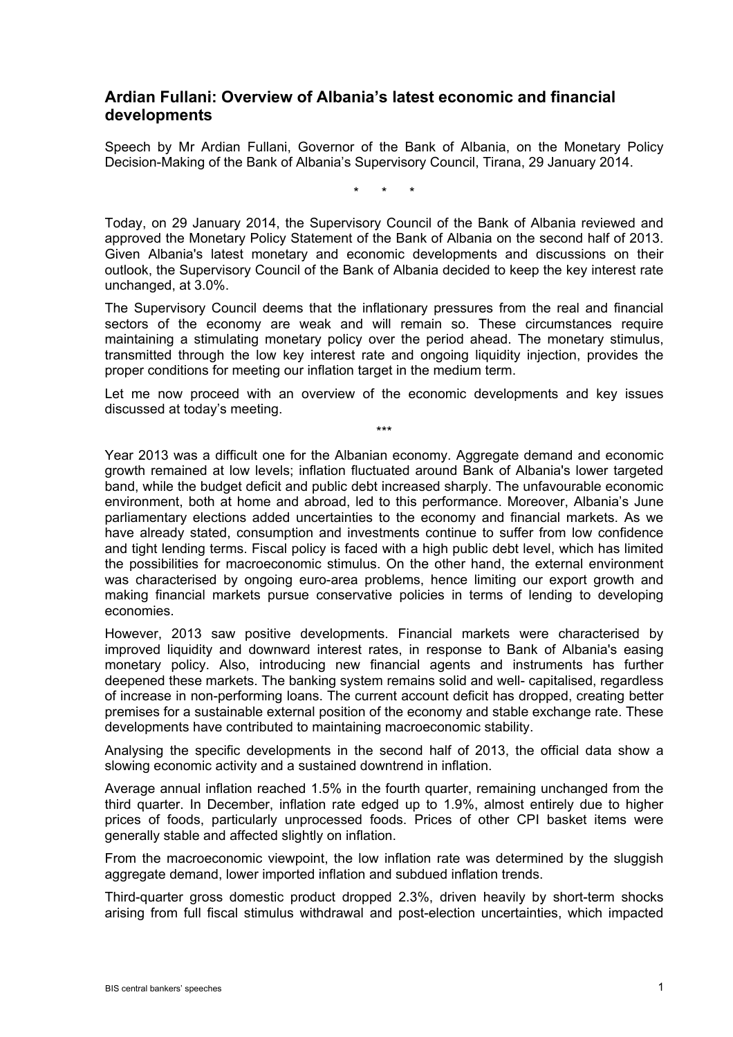## Ardian Fullani: Overview of Albania's latest economic and financial developments

Speech by Mr Ardian Fullani, Governor of the Bank of Albania, on the Monetary Policy Decision-Making of the Bank of Albania's Supervisory Council, Tirana, 29 January 2014.

\*   \*   \*

Today, on 29 January 2014, the Supervisory Council of the Bank of Albania reviewed and approved the Monetary Policy Statement of the Bank of Albania on the second half of 2013. Given Albania's latest monetary and economic developments and discussions on their outlook, the Supervisory Council of the Bank of Albania decided to keep the key interest rate unchanged, at 3.0%.

The Supervisory Council deems that the inflationary pressures from the real and financial sectors of the economy are weak and will remain so. These circumstances require maintaining a stimulating monetary policy over the period ahead. The monetary stimulus, transmitted through the low key interest rate and ongoing liquidity injection, provides the proper conditions for meeting our inflation target in the medium term.

Let me now proceed with an overview of the economic developments and key issues discussed at today's meeting.

\*\*\*

Year 2013 was a difficult one for the Albanian economy. Aggregate demand and economic growth remained at low levels; inflation fluctuated around Bank of Albania's lower targeted band, while the budget deficit and public debt increased sharply. The unfavourable economic environment, both at home and abroad, led to this performance. Moreover, Albania's June parliamentary elections added uncertainties to the economy and financial markets. As we have already stated, consumption and investments continue to suffer from low confidence and tight lending terms. Fiscal policy is faced with a high public debt level, which has limited the possibilities for macroeconomic stimulus. On the other hand, the external environment was characterised by ongoing euro-area problems, hence limiting our export growth and making financial markets pursue conservative policies in terms of lending to developing economies.

However, 2013 saw positive developments. Financial markets were characterised by improved liquidity and downward interest rates, in response to Bank of Albania's easing monetary policy. Also, introducing new financial agents and instruments has further deepened these markets. The banking system remains solid and well- capitalised, regardless of increase in non-performing loans. The current account deficit has dropped, creating better premises for a sustainable external position of the economy and stable exchange rate. These developments have contributed to maintaining macroeconomic stability.

Analysing the specific developments in the second half of 2013, the official data show a slowing economic activity and a sustained downtrend in inflation.

Average annual inflation reached 1.5% in the fourth quarter, remaining unchanged from the third quarter. In December, inflation rate edged up to 1.9%, almost entirely due to higher prices of foods, particularly unprocessed foods. Prices of other CPI basket items were generally stable and affected slightly on inflation.

From the macroeconomic viewpoint, the low inflation rate was determined by the sluggish aggregate demand, lower imported inflation and subdued inflation trends.

Third-quarter gross domestic product dropped 2.3%, driven heavily by short-term shocks arising from full fiscal stimulus withdrawal and post-election uncertainties, which impacted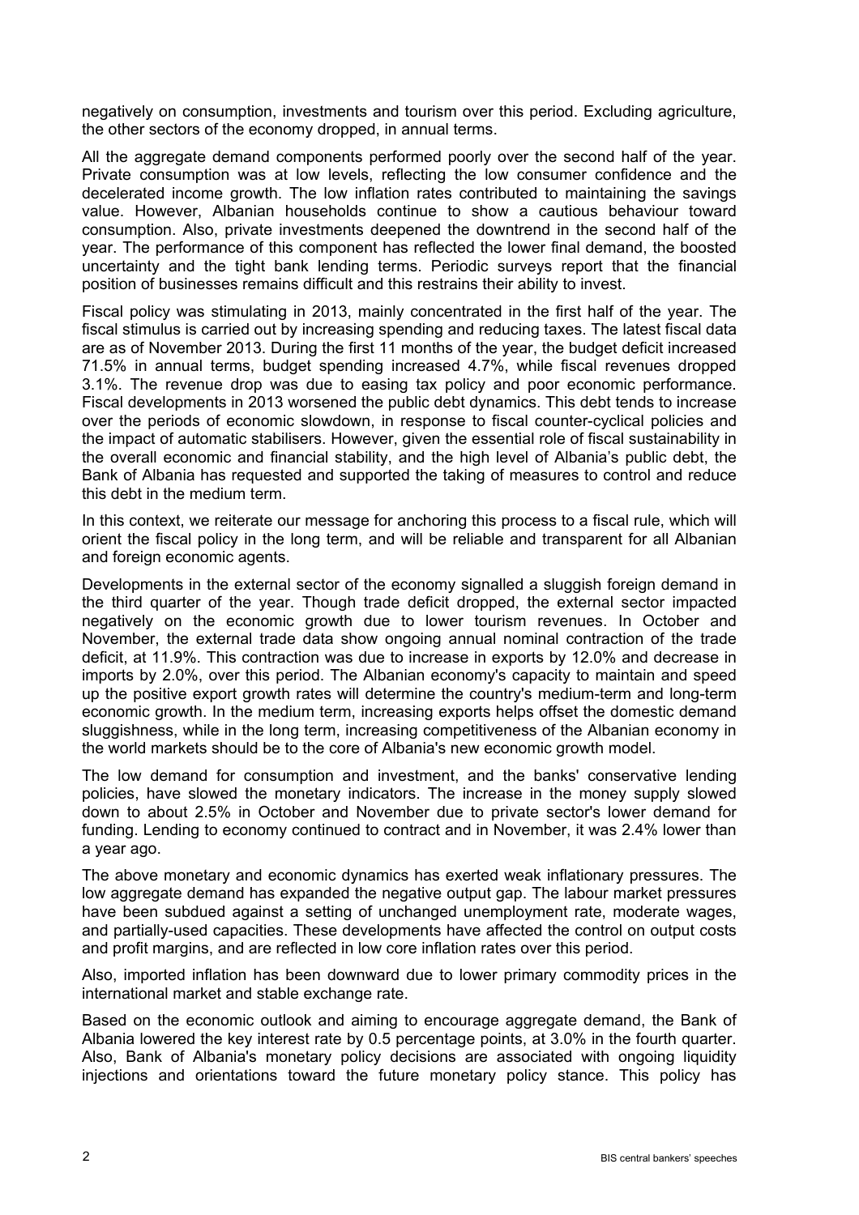negatively on consumption, investments and tourism over this period. Excluding agriculture, the other sectors of the economy dropped, in annual terms.

All the aggregate demand components performed poorly over the second half of the year. Private consumption was at low levels, reflecting the low consumer confidence and the decelerated income growth. The low inflation rates contributed to maintaining the savings value. However, Albanian households continue to show a cautious behaviour toward consumption. Also, private investments deepened the downtrend in the second half of the year. The performance of this component has reflected the lower final demand, the boosted uncertainty and the tight bank lending terms. Periodic surveys report that the financial position of businesses remains difficult and this restrains their ability to invest.

Fiscal policy was stimulating in 2013, mainly concentrated in the first half of the year. The fiscal stimulus is carried out by increasing spending and reducing taxes. The latest fiscal data are as of November 2013. During the first 11 months of the year, the budget deficit increased 71.5% in annual terms, budget spending increased 4.7%, while fiscal revenues dropped 3.1%. The revenue drop was due to easing tax policy and poor economic performance. Fiscal developments in 2013 worsened the public debt dynamics. This debt tends to increase over the periods of economic slowdown, in response to fiscal counter-cyclical policies and the impact of automatic stabilisers. However, given the essential role of fiscal sustainability in the overall economic and financial stability, and the high level of Albania's public debt, the Bank of Albania has requested and supported the taking of measures to control and reduce this debt in the medium term.

In this context, we reiterate our message for anchoring this process to a fiscal rule, which will orient the fiscal policy in the long term, and will be reliable and transparent for all Albanian and foreign economic agents.

Developments in the external sector of the economy signalled a sluggish foreign demand in the third quarter of the year. Though trade deficit dropped, the external sector impacted negatively on the economic growth due to lower tourism revenues. In October and November, the external trade data show ongoing annual nominal contraction of the trade deficit, at 11.9%. This contraction was due to increase in exports by 12.0% and decrease in imports by 2.0%, over this period. The Albanian economy's capacity to maintain and speed up the positive export growth rates will determine the country's medium-term and long-term economic growth. In the medium term, increasing exports helps offset the domestic demand sluggishness, while in the long term, increasing competitiveness of the Albanian economy in the world markets should be to the core of Albania's new economic growth model.

The low demand for consumption and investment, and the banks' conservative lending policies, have slowed the monetary indicators. The increase in the money supply slowed down to about 2.5% in October and November due to private sector's lower demand for funding. Lending to economy continued to contract and in November, it was 2.4% lower than a year ago.

The above monetary and economic dynamics has exerted weak inflationary pressures. The low aggregate demand has expanded the negative output gap. The labour market pressures have been subdued against a setting of unchanged unemployment rate, moderate wages, and partially-used capacities. These developments have affected the control on output costs and profit margins, and are reflected in low core inflation rates over this period.

Also, imported inflation has been downward due to lower primary commodity prices in the international market and stable exchange rate.

Based on the economic outlook and aiming to encourage aggregate demand, the Bank of Albania lowered the key interest rate by 0.5 percentage points, at 3.0% in the fourth quarter. Also, Bank of Albania's monetary policy decisions are associated with ongoing liquidity injections and orientations toward the future monetary policy stance. This policy has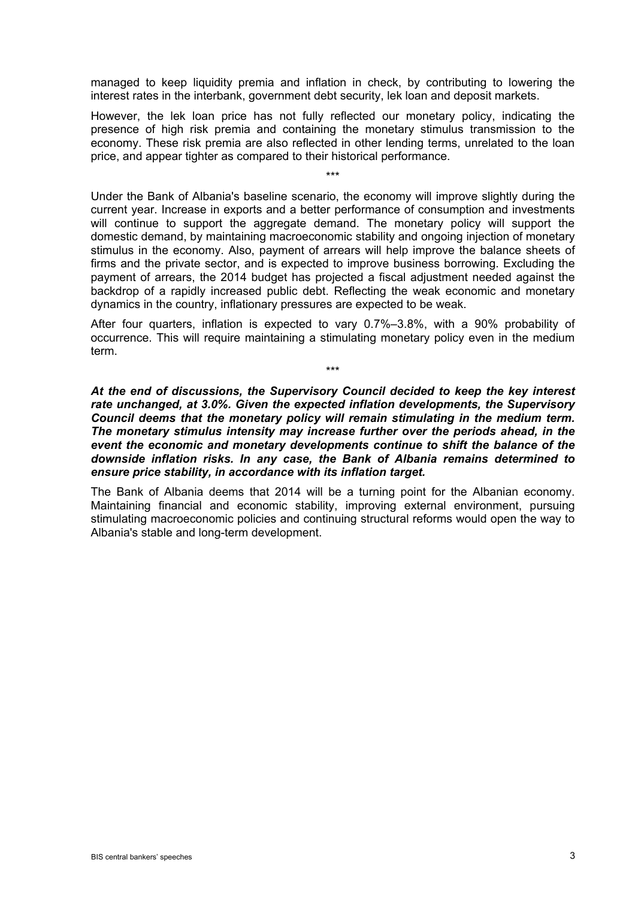managed to keep liquidity premia and inflation in check, by contributing to lowering the interest rates in the interbank, government debt security, lek loan and deposit markets.

However, the lek loan price has not fully reflected our monetary policy, indicating the presence of high risk premia and containing the monetary stimulus transmission to the economy. These risk premia are also reflected in other lending terms, unrelated to the loan price, and appear tighter as compared to their historical performance.

\*\*\*

Under the Bank of Albania's baseline scenario, the economy will improve slightly during the current year. Increase in exports and a better performance of consumption and investments will continue to support the aggregate demand. The monetary policy will support the domestic demand, by maintaining macroeconomic stability and ongoing injection of monetary stimulus in the economy. Also, payment of arrears will help improve the balance sheets of firms and the private sector, and is expected to improve business borrowing. Excluding the payment of arrears, the 2014 budget has projected a fiscal adjustment needed against the backdrop of a rapidly increased public debt. Reflecting the weak economic and monetary dynamics in the country, inflationary pressures are expected to be weak.

After four quarters, inflation is expected to vary 0.7%–3.8%, with a 90% probability of occurrence. This will require maintaining a stimulating monetary policy even in the medium term.

\*\*\*

***At the end of discussions, the Supervisory Council decided to keep the key interest rate unchanged, at 3.0%. Given the expected inflation developments, the Supervisory Council deems that the monetary policy will remain stimulating in the medium term. The monetary stimulus intensity may increase further over the periods ahead, in the event the economic and monetary developments continue to shift the balance of the downside inflation risks. In any case, the Bank of Albania remains determined to ensure price stability, in accordance with its inflation target.***

The Bank of Albania deems that 2014 will be a turning point for the Albanian economy. Maintaining financial and economic stability, improving external environment, pursuing stimulating macroeconomic policies and continuing structural reforms would open the way to Albania's stable and long-term development.